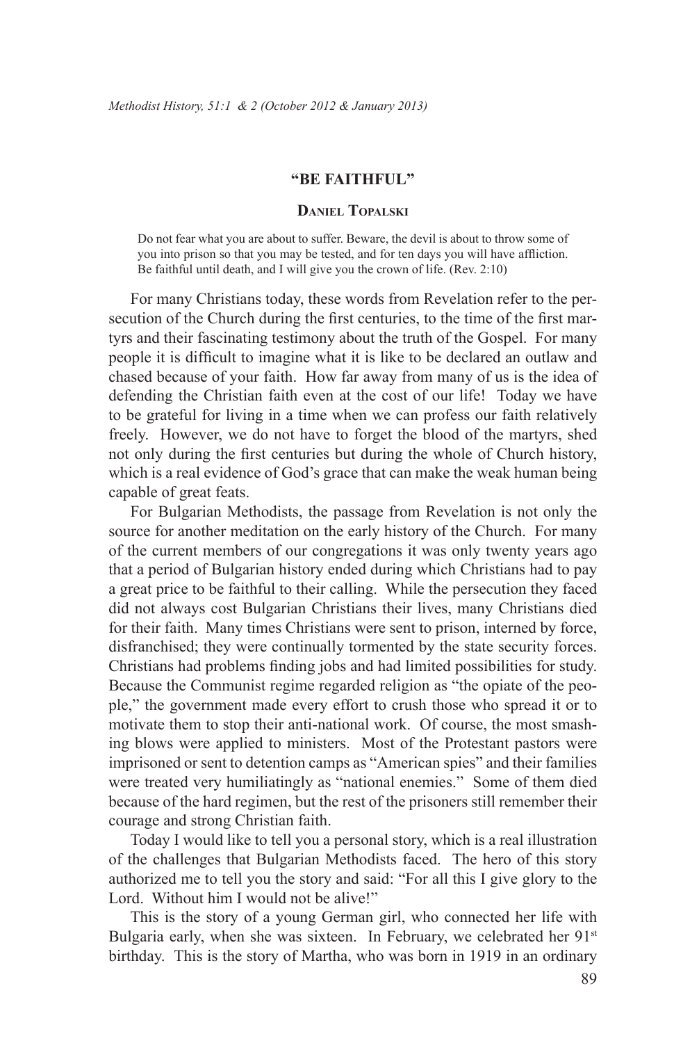# "BE FAITHFUL"

## Daniel Topalski

> Do not fear what you are about to suffer. Beware, the devil is about to throw some of you into prison so that you may be tested, and for ten days you will have affliction. Be faithful until death, and I will give you the crown of life. (Rev. 2:10)

For many Christians today, these words from Revelation refer to the persecution of the Church during the first centuries, to the time of the first martyrs and their fascinating testimony about the truth of the Gospel. For many people it is difficult to imagine what it is like to be declared an outlaw and chased because of your faith. How far away from many of us is the idea of defending the Christian faith even at the cost of our life! Today we have to be grateful for living in a time when we can profess our faith relatively freely. However, we do not have to forget the blood of the martyrs, shed not only during the first centuries but during the whole of Church history, which is a real evidence of God's grace that can make the weak human being capable of great feats.

For Bulgarian Methodists, the passage from Revelation is not only the source for another meditation on the early history of the Church. For many of the current members of our congregations it was only twenty years ago that a period of Bulgarian history ended during which Christians had to pay a great price to be faithful to their calling. While the persecution they faced did not always cost Bulgarian Christians their lives, many Christians died for their faith. Many times Christians were sent to prison, interned by force, disfranchised; they were continually tormented by the state security forces. Christians had problems finding jobs and had limited possibilities for study. Because the Communist regime regarded religion as "the opiate of the people," the government made every effort to crush those who spread it or to motivate them to stop their anti-national work. Of course, the most smashing blows were applied to ministers. Most of the Protestant pastors were imprisoned or sent to detention camps as "American spies" and their families were treated very humiliatingly as "national enemies." Some of them died because of the hard regimen, but the rest of the prisoners still remember their courage and strong Christian faith.

Today I would like to tell you a personal story, which is a real illustration of the challenges that Bulgarian Methodists faced. The hero of this story authorized me to tell you the story and said: "For all this I give glory to the Lord. Without him I would not be alive!"

This is the story of a young German girl, who connected her life with Bulgaria early, when she was sixteen. In February, we celebrated her 91st birthday. This is the story of Martha, who was born in 1919 in an ordinary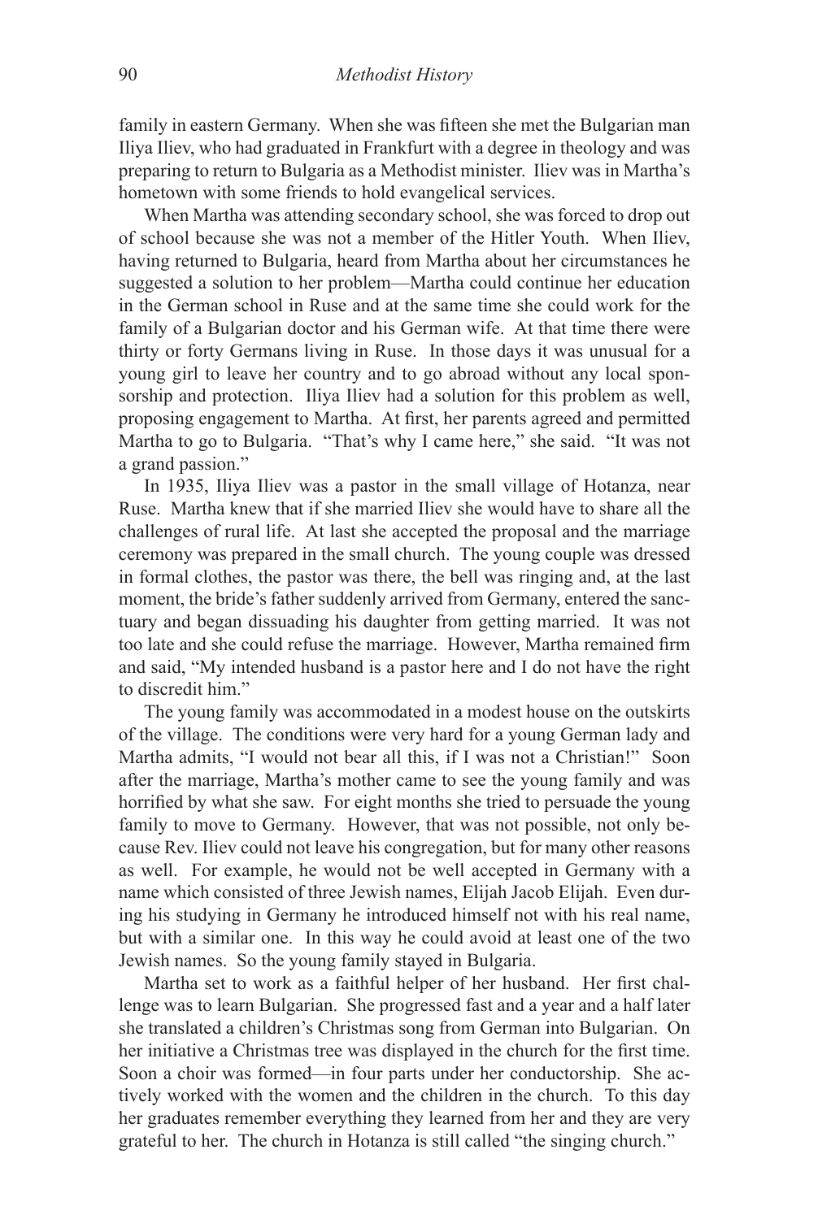family in eastern Germany. When she was fifteen she met the Bulgarian man Iliya Iliev, who had graduated in Frankfurt with a degree in theology and was preparing to return to Bulgaria as a Methodist minister. Iliev was in Martha's hometown with some friends to hold evangelical services.

When Martha was attending secondary school, she was forced to drop out of school because she was not a member of the Hitler Youth. When Iliev, having returned to Bulgaria, heard from Martha about her circumstances he suggested a solution to her problem—Martha could continue her education in the German school in Ruse and at the same time she could work for the family of a Bulgarian doctor and his German wife. At that time there were thirty or forty Germans living in Ruse. In those days it was unusual for a young girl to leave her country and to go abroad without any local sponsorship and protection. Iliya Iliev had a solution for this problem as well, proposing engagement to Martha. At first, her parents agreed and permitted Martha to go to Bulgaria. "That's why I came here," she said. "It was not a grand passion."

In 1935, Iliya Iliev was a pastor in the small village of Hotanza, near Ruse. Martha knew that if she married Iliev she would have to share all the challenges of rural life. At last she accepted the proposal and the marriage ceremony was prepared in the small church. The young couple was dressed in formal clothes, the pastor was there, the bell was ringing and, at the last moment, the bride's father suddenly arrived from Germany, entered the sanctuary and began dissuading his daughter from getting married. It was not too late and she could refuse the marriage. However, Martha remained firm and said, "My intended husband is a pastor here and I do not have the right to discredit him."

The young family was accommodated in a modest house on the outskirts of the village. The conditions were very hard for a young German lady and Martha admits, "I would not bear all this, if I was not a Christian!" Soon after the marriage, Martha's mother came to see the young family and was horrified by what she saw. For eight months she tried to persuade the young family to move to Germany. However, that was not possible, not only because Rev. Iliev could not leave his congregation, but for many other reasons as well. For example, he would not be well accepted in Germany with a name which consisted of three Jewish names, Elijah Jacob Elijah. Even during his studying in Germany he introduced himself not with his real name, but with a similar one. In this way he could avoid at least one of the two Jewish names. So the young family stayed in Bulgaria.

Martha set to work as a faithful helper of her husband. Her first challenge was to learn Bulgarian. She progressed fast and a year and a half later she translated a children's Christmas song from German into Bulgarian. On her initiative a Christmas tree was displayed in the church for the first time. Soon a choir was formed—in four parts under her conductorship. She actively worked with the women and the children in the church. To this day her graduates remember everything they learned from her and they are very grateful to her. The church in Hotanza is still called "the singing church."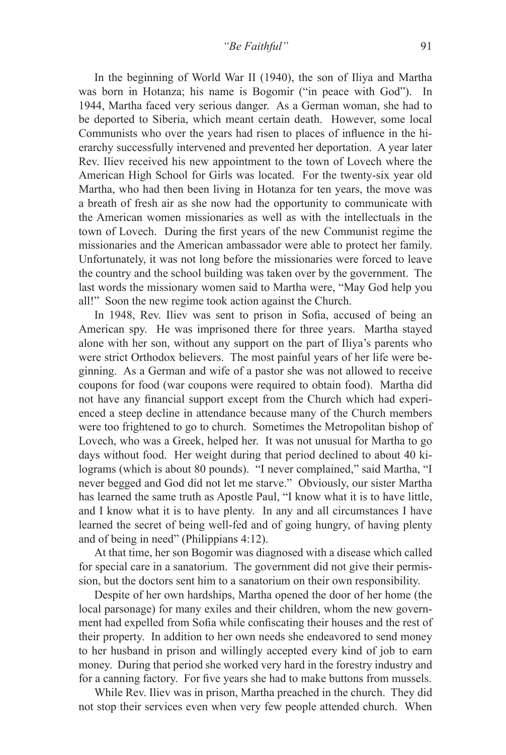In the beginning of World War II (1940), the son of Iliya and Martha was born in Hotanza; his name is Bogomir ("in peace with God"). In 1944, Martha faced very serious danger. As a German woman, she had to be deported to Siberia, which meant certain death. However, some local Communists who over the years had risen to places of influence in the hierarchy successfully intervened and prevented her deportation. A year later Rev. Iliev received his new appointment to the town of Lovech where the American High School for Girls was located. For the twenty-six year old Martha, who had then been living in Hotanza for ten years, the move was a breath of fresh air as she now had the opportunity to communicate with the American women missionaries as well as with the intellectuals in the town of Lovech. During the first years of the new Communist regime the missionaries and the American ambassador were able to protect her family. Unfortunately, it was not long before the missionaries were forced to leave the country and the school building was taken over by the government. The last words the missionary women said to Martha were, "May God help you all!" Soon the new regime took action against the Church.

In 1948, Rev. Iliev was sent to prison in Sofia, accused of being an American spy. He was imprisoned there for three years. Martha stayed alone with her son, without any support on the part of Iliya's parents who were strict Orthodox believers. The most painful years of her life were beginning. As a German and wife of a pastor she was not allowed to receive coupons for food (war coupons were required to obtain food). Martha did not have any financial support except from the Church which had experienced a steep decline in attendance because many of the Church members were too frightened to go to church. Sometimes the Metropolitan bishop of Lovech, who was a Greek, helped her. It was not unusual for Martha to go days without food. Her weight during that period declined to about 40 kilograms (which is about 80 pounds). "I never complained," said Martha, "I never begged and God did not let me starve." Obviously, our sister Martha has learned the same truth as Apostle Paul, "I know what it is to have little, and I know what it is to have plenty. In any and all circumstances I have learned the secret of being well-fed and of going hungry, of having plenty and of being in need" (Philippians 4:12).

At that time, her son Bogomir was diagnosed with a disease which called for special care in a sanatorium. The government did not give their permission, but the doctors sent him to a sanatorium on their own responsibility.

Despite of her own hardships, Martha opened the door of her home (the local parsonage) for many exiles and their children, whom the new government had expelled from Sofia while confiscating their houses and the rest of their property. In addition to her own needs she endeavored to send money to her husband in prison and willingly accepted every kind of job to earn money. During that period she worked very hard in the forestry industry and for a canning factory. For five years she had to make buttons from mussels.

While Rev. Iliev was in prison, Martha preached in the church. They did not stop their services even when very few people attended church. When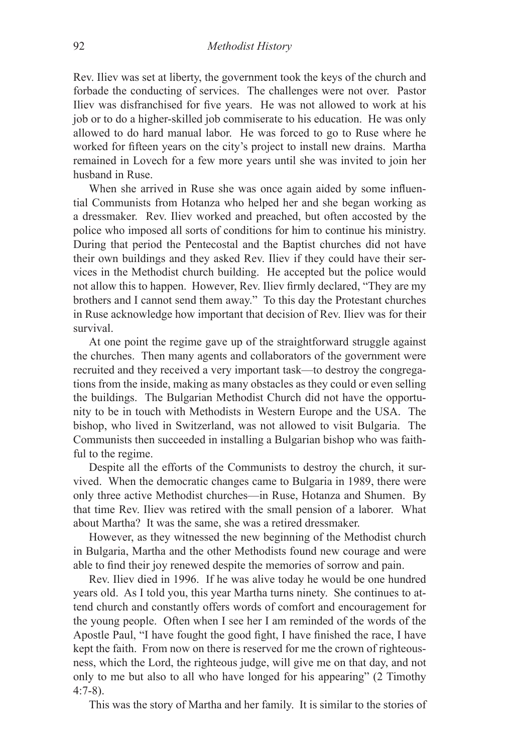Rev. Iliev was set at liberty, the government took the keys of the church and forbade the conducting of services. The challenges were not over. Pastor Iliev was disfranchised for five years. He was not allowed to work at his job or to do a higher-skilled job commiserate to his education. He was only allowed to do hard manual labor. He was forced to go to Ruse where he worked for fifteen years on the city's project to install new drains. Martha remained in Lovech for a few more years until she was invited to join her husband in Ruse.

When she arrived in Ruse she was once again aided by some influential Communists from Hotanza who helped her and she began working as a dressmaker. Rev. Iliev worked and preached, but often accosted by the police who imposed all sorts of conditions for him to continue his ministry. During that period the Pentecostal and the Baptist churches did not have their own buildings and they asked Rev. Iliev if they could have their services in the Methodist church building. He accepted but the police would not allow this to happen. However, Rev. Iliev firmly declared, "They are my brothers and I cannot send them away." To this day the Protestant churches in Ruse acknowledge how important that decision of Rev. Iliev was for their survival.

At one point the regime gave up of the straightforward struggle against the churches. Then many agents and collaborators of the government were recruited and they received a very important task—to destroy the congregations from the inside, making as many obstacles as they could or even selling the buildings. The Bulgarian Methodist Church did not have the opportunity to be in touch with Methodists in Western Europe and the USA. The bishop, who lived in Switzerland, was not allowed to visit Bulgaria. The Communists then succeeded in installing a Bulgarian bishop who was faithful to the regime.

Despite all the efforts of the Communists to destroy the church, it survived. When the democratic changes came to Bulgaria in 1989, there were only three active Methodist churches—in Ruse, Hotanza and Shumen. By that time Rev. Iliev was retired with the small pension of a laborer. What about Martha? It was the same, she was a retired dressmaker.

However, as they witnessed the new beginning of the Methodist church in Bulgaria, Martha and the other Methodists found new courage and were able to find their joy renewed despite the memories of sorrow and pain.

Rev. Iliev died in 1996. If he was alive today he would be one hundred years old. As I told you, this year Martha turns ninety. She continues to attend church and constantly offers words of comfort and encouragement for the young people. Often when I see her I am reminded of the words of the Apostle Paul, "I have fought the good fight, I have finished the race, I have kept the faith. From now on there is reserved for me the crown of righteousness, which the Lord, the righteous judge, will give me on that day, and not only to me but also to all who have longed for his appearing" (2 Timothy 4:7-8).

This was the story of Martha and her family. It is similar to the stories of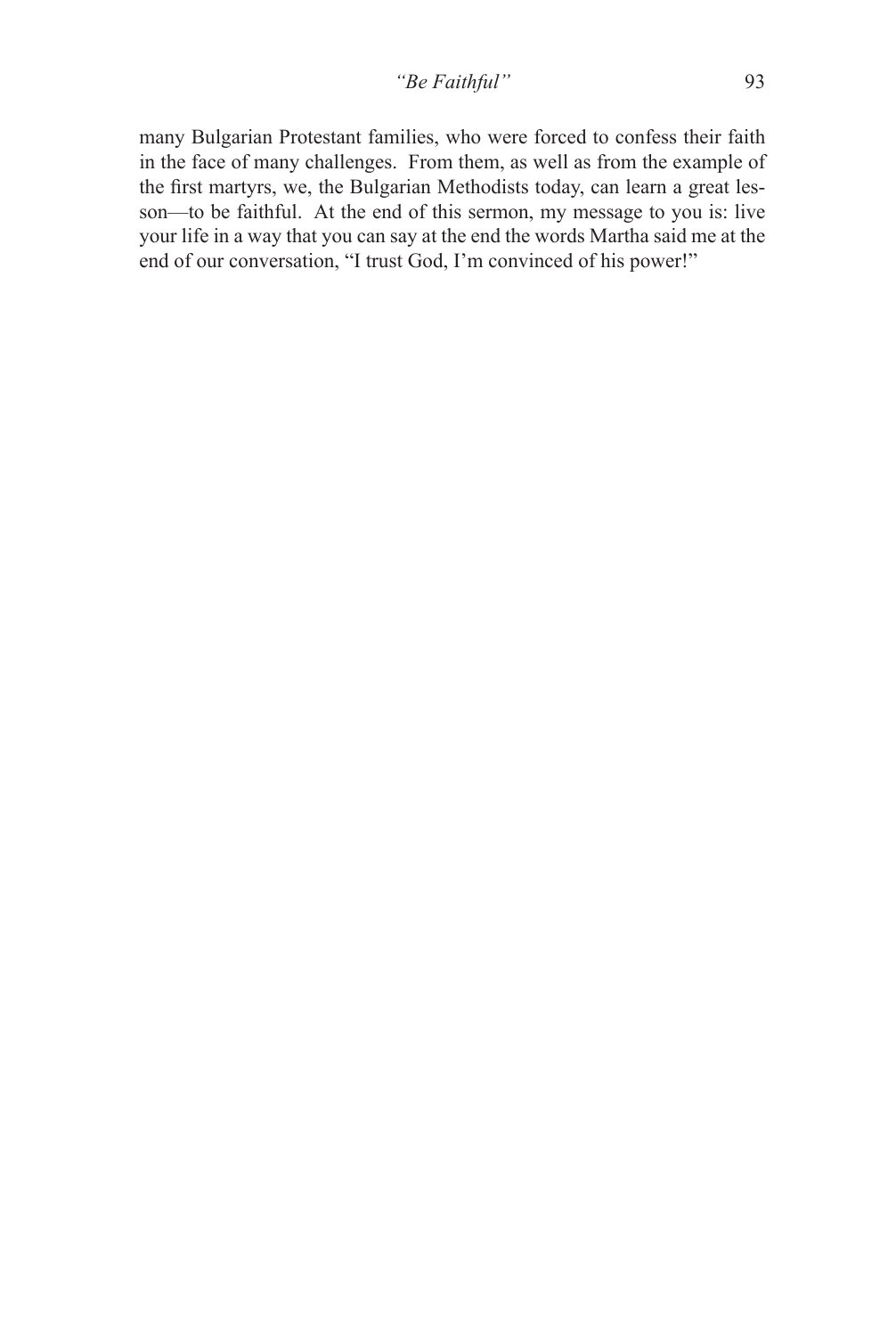many Bulgarian Protestant families, who were forced to confess their faith in the face of many challenges. From them, as well as from the example of the first martyrs, we, the Bulgarian Methodists today, can learn a great lesson—to be faithful. At the end of this sermon, my message to you is: live your life in a way that you can say at the end the words Martha said me at the end of our conversation, "I trust God, I'm convinced of his power!"